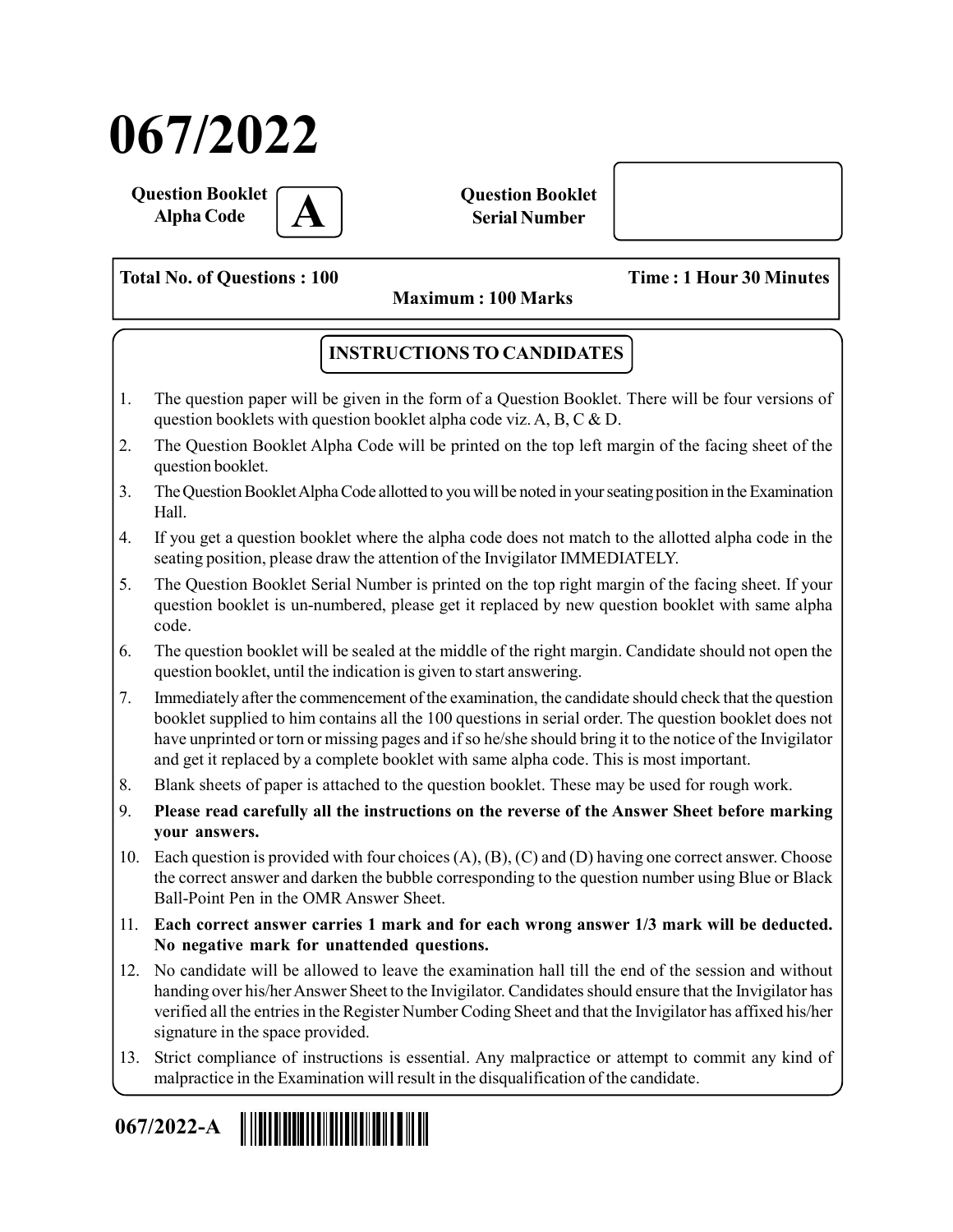# 067/2022

**Question Booklet Alpha Code** **A**

**Question Booklet Serial Number**

**Total No. of Questions : 100** **Time : 1 Hour 30 Minutes**

**Maximum : 100 Marks**

## INSTRUCTIONS TO CANDIDATES

1. The question paper will be given in the form of a Question Booklet. There will be four versions of question booklets with question booklet alpha code viz. A, B, C & D.
2. The Question Booklet Alpha Code will be printed on the top left margin of the facing sheet of the question booklet.
3. The Question Booklet Alpha Code allotted to you will be noted in your seating position in the Examination Hall.
4. If you get a question booklet where the alpha code does not match to the allotted alpha code in the seating position, please draw the attention of the Invigilator IMMEDIATELY.
5. The Question Booklet Serial Number is printed on the top right margin of the facing sheet. If your question booklet is un-numbered, please get it replaced by new question booklet with same alpha code.
6. The question booklet will be sealed at the middle of the right margin. Candidate should not open the question booklet, until the indication is given to start answering.
7. Immediately after the commencement of the examination, the candidate should check that the question booklet supplied to him contains all the 100 questions in serial order. The question booklet does not have unprinted or torn or missing pages and if so he/she should bring it to the notice of the Invigilator and get it replaced by a complete booklet with same alpha code. This is most important.
8. Blank sheets of paper is attached to the question booklet. These may be used for rough work.
9. **Please read carefully all the instructions on the reverse of the Answer Sheet before marking your answers.**
10. Each question is provided with four choices (A), (B), (C) and (D) having one correct answer. Choose the correct answer and darken the bubble corresponding to the question number using Blue or Black Ball-Point Pen in the OMR Answer Sheet.
11. **Each correct answer carries 1 mark and for each wrong answer 1/3 mark will be deducted. No negative mark for unattended questions.**
12. No candidate will be allowed to leave the examination hall till the end of the session and without handing over his/her Answer Sheet to the Invigilator. Candidates should ensure that the Invigilator has verified all the entries in the Register Number Coding Sheet and that the Invigilator has affixed his/her signature in the space provided.
13. Strict compliance of instructions is essential. Any malpractice or attempt to commit any kind of malpractice in the Examination will result in the disqualification of the candidate.

**067/2022-A**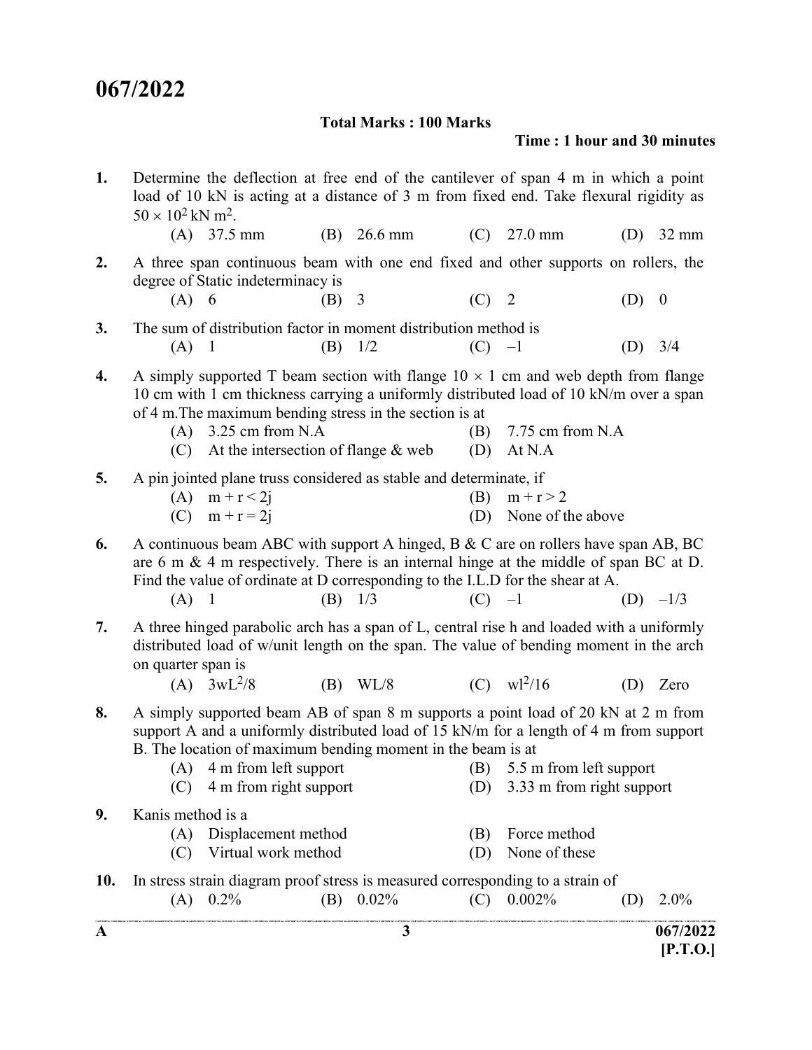# 067/2022

**Total Marks : 100 Marks**

**Time : 1 hour and 30 minutes**

**1.** Determine the deflection at free end of the cantilever of span 4 m in which a point load of 10 kN is acting at a distance of 3 m from fixed end. Take flexural rigidity as $50 \times 10^2$ kN m$^2$.

(A) 37.5 mm (B) 26.6 mm (C) 27.0 mm (D) 32 mm

**2.** A three span continuous beam with one end fixed and other supports on rollers, the degree of Static indeterminacy is

(A) 6 (B) 3 (C) 2 (D) 0

**3.** The sum of distribution factor in moment distribution method is

(A) 1 (B) 1/2 (C) –1 (D) 3/4

**4.** A simply supported T beam section with flange $10 \times 1$ cm and web depth from flange 10 cm with 1 cm thickness carrying a uniformly distributed load of 10 kN/m over a span of 4 m.The maximum bending stress in the section is at

(A) 3.25 cm from N.A
(B) 7.75 cm from N.A
(C) At the intersection of flange & web
(D) At N.A

**5.** A pin jointed plane truss considered as stable and determinate, if

(A) $m + r < 2j$
(B) $m + r > 2$
(C) $m + r = 2j$
(D) None of the above

**6.** A continuous beam ABC with support A hinged, B & C are on rollers have span AB, BC are 6 m & 4 m respectively. There is an internal hinge at the middle of span BC at D. Find the value of ordinate at D corresponding to the I.L.D for the shear at A.

(A) 1 (B) 1/3 (C) –1 (D) –1/3

**7.** A three hinged parabolic arch has a span of L, central rise h and loaded with a uniformly distributed load of w/unit length on the span. The value of bending moment in the arch on quarter span is

(A) $3wL^2/8$ (B) WL/8 (C) $wl^2/16$ (D) Zero

**8.** A simply supported beam AB of span 8 m supports a point load of 20 kN at 2 m from support A and a uniformly distributed load of 15 kN/m for a length of 4 m from support B. The location of maximum bending moment in the beam is at

(A) 4 m from left support
(B) 5.5 m from left support
(C) 4 m from right support
(D) 3.33 m from right support

**9.** Kanis method is a

(A) Displacement method
(B) Force method
(C) Virtual work method
(D) None of these

**10.** In stress strain diagram proof stress is measured corresponding to a strain of

(A) 0.2% (B) 0.02% (C) 0.002% (D) 2.0%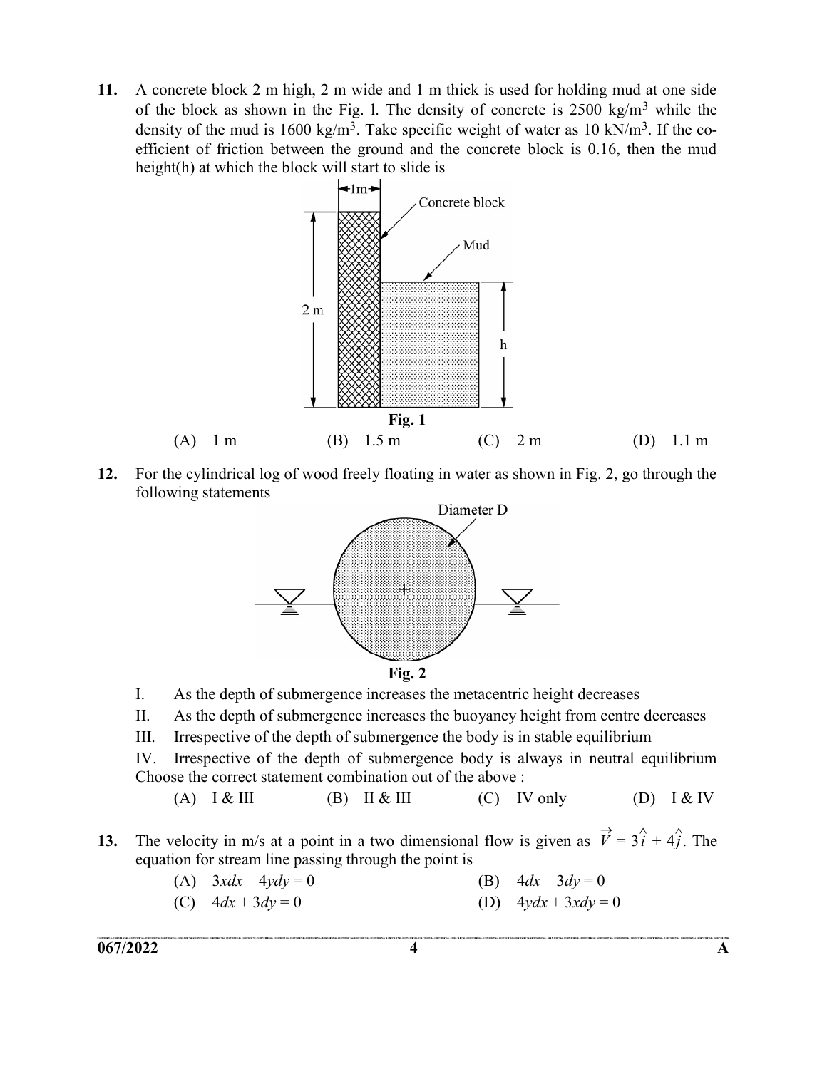**11.** A concrete block 2 m high, 2 m wide and 1 m thick is used for holding mud at one side of the block as shown in the Fig. l. The density of concrete is 2500 kg/m$^3$ while the density of the mud is 1600 kg/m$^3$. Take specific weight of water as 10 kN/m$^3$. If the co-efficient of friction between the ground and the concrete block is 0.16, then the mud height(h) at which the block will start to slide is

**Fig. 1**

(A) 1 m (B) 1.5 m (C) 2 m (D) 1.1 m

**12.** For the cylindrical log of wood freely floating in water as shown in Fig. 2, go through the following statements

**Fig. 2**

I. As the depth of submergence increases the metacentric height decreases

II. As the depth of submergence increases the buoyancy height from centre decreases

III. Irrespective of the depth of submergence the body is in stable equilibrium

IV. Irrespective of the depth of submergence body is always in neutral equilibrium

Choose the correct statement combination out of the above :

(A) I & III (B) II & III (C) IV only (D) I & IV

**13.** The velocity in m/s at a point in a two dimensional flow is given as $\vec{V} = 3\hat{i} + 4\hat{j}$. The equation for stream line passing through the point is

(A) $3xdx - 4ydy = 0$

(B) $4dx - 3dy = 0$

(C) $4dx + 3dy = 0$

(D) $4ydx + 3xdy = 0$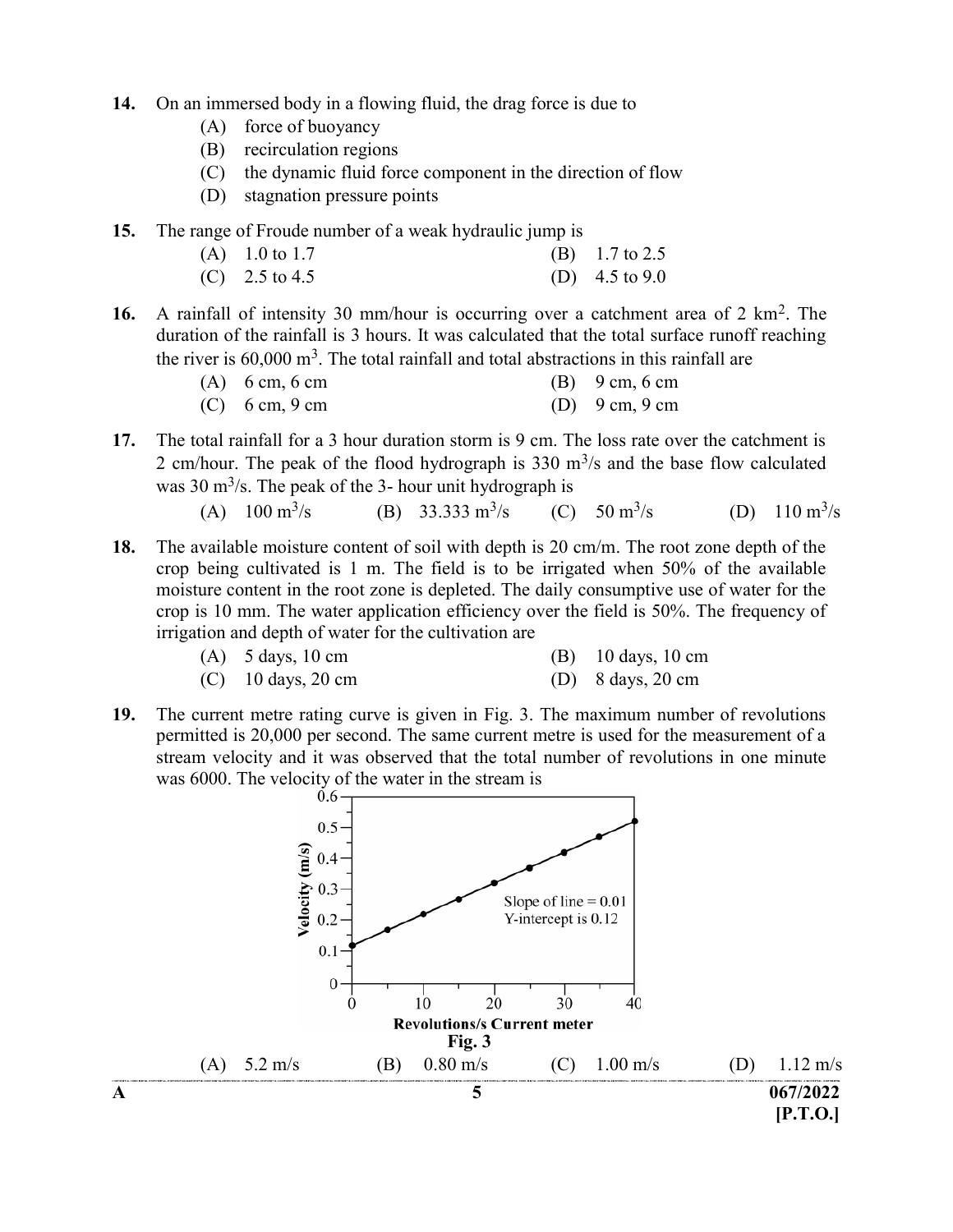14. On an immersed body in a flowing fluid, the drag force is due to

    (A) force of buoyancy
    (B) recirculation regions
    (C) the dynamic fluid force component in the direction of flow
    (D) stagnation pressure points

15. The range of Froude number of a weak hydraulic jump is

    (A) 1.0 to 1.7
    (B) 1.7 to 2.5
    (C) 2.5 to 4.5
    (D) 4.5 to 9.0

16. A rainfall of intensity 30 mm/hour is occurring over a catchment area of 2 km$^2$. The duration of the rainfall is 3 hours. It was calculated that the total surface runoff reaching the river is 60,000 m$^3$. The total rainfall and total abstractions in this rainfall are

    (A) 6 cm, 6 cm
    (B) 9 cm, 6 cm
    (C) 6 cm, 9 cm
    (D) 9 cm, 9 cm

17. The total rainfall for a 3 hour duration storm is 9 cm. The loss rate over the catchment is 2 cm/hour. The peak of the flood hydrograph is 330 m$^3$/s and the base flow calculated was 30 m$^3$/s. The peak of the 3- hour unit hydrograph is

    (A) 100 m$^3$/s
    (B) 33.333 m$^3$/s
    (C) 50 m$^3$/s
    (D) 110 m$^3$/s

18. The available moisture content of soil with depth is 20 cm/m. The root zone depth of the crop being cultivated is 1 m. The field is to be irrigated when 50% of the available moisture content in the root zone is depleted. The daily consumptive use of water for the crop is 10 mm. The water application efficiency over the field is 50%. The frequency of irrigation and depth of water for the cultivation are

    (A) 5 days, 10 cm
    (B) 10 days, 10 cm
    (C) 10 days, 20 cm
    (D) 8 days, 20 cm

19. The current metre rating curve is given in Fig. 3. The maximum number of revolutions permitted is 20,000 per second. The same current metre is used for the measurement of a stream velocity and it was observed that the total number of revolutions in one minute was 6000. The velocity of the water in the stream is

    Velocity (m/s) vs. Revolutions/s Current meter — Slope of line = 0.01; Y-intercept is 0.12

    Fig. 3

    (A) 5.2 m/s
    (B) 0.80 m/s
    (C) 1.00 m/s
    (D) 1.12 m/s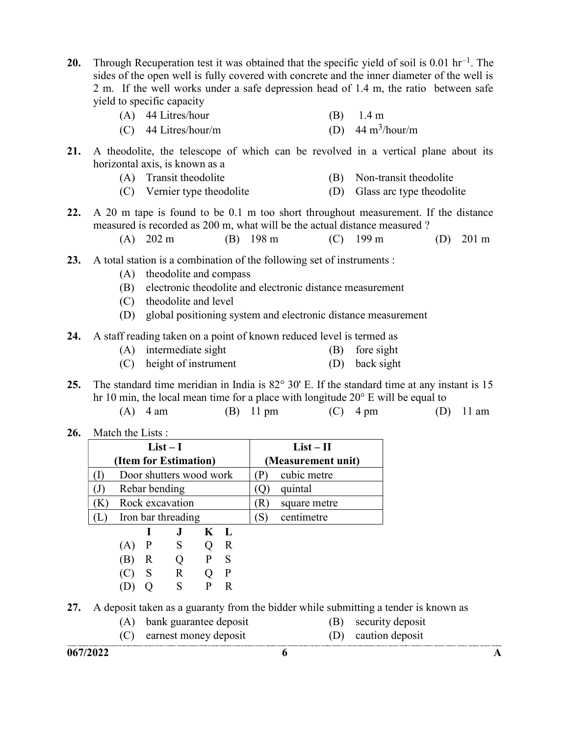20. Through Recuperation test it was obtained that the specific yield of soil is 0.01 $hr^{-1}$. The sides of the open well is fully covered with concrete and the inner diameter of the well is 2 m. If the well works under a safe depression head of 1.4 m, the ratio between safe yield to specific capacity

    (A) 44 Litres/hour  (B) 1.4 m
    (C) 44 Litres/hour/m  (D) 44 $m^3$/hour/m

21. A theodolite, the telescope of which can be revolved in a vertical plane about its horizontal axis, is known as a

    (A) Transit theodolite  (B) Non-transit theodolite
    (C) Vernier type theodolite  (D) Glass arc type theodolite

22. A 20 m tape is found to be 0.1 m too short throughout measurement. If the distance measured is recorded as 200 m, what will be the actual distance measured ?

    (A) 202 m  (B) 198 m  (C) 199 m  (D) 201 m

23. A total station is a combination of the following set of instruments :

    (A) theodolite and compass
    (B) electronic theodolite and electronic distance measurement
    (C) theodolite and level
    (D) global positioning system and electronic distance measurement

24. A staff reading taken on a point of known reduced level is termed as

    (A) intermediate sight  (B) fore sight
    (C) height of instrument  (D) back sight

25. The standard time meridian in India is 82° 30' E. If the standard time at any instant is 15 hr 10 min, the local mean time for a place with longitude 20° E will be equal to

    (A) 4 am  (B) 11 pm  (C) 4 pm  (D) 11 am

26. Match the Lists :

| List – I (Item for Estimation) | List – II (Measurement unit) |
|---|---|
| (I) Door shutters wood work | (P) cubic metre |
| (J) Rebar bending | (Q) quintal |
| (K) Rock excavation | (R) square metre |
| (L) Iron bar threading | (S) centimetre |

|  | I | J | K | L |
|---|---|---|---|---|
| (A) | P | S | Q | R |
| (B) | R | Q | P | S |
| (C) | S | R | Q | P |
| (D) | Q | S | P | R |

27. A deposit taken as a guaranty from the bidder while submitting a tender is known as

    (A) bank guarantee deposit  (B) security deposit
    (C) earnest money deposit  (D) caution deposit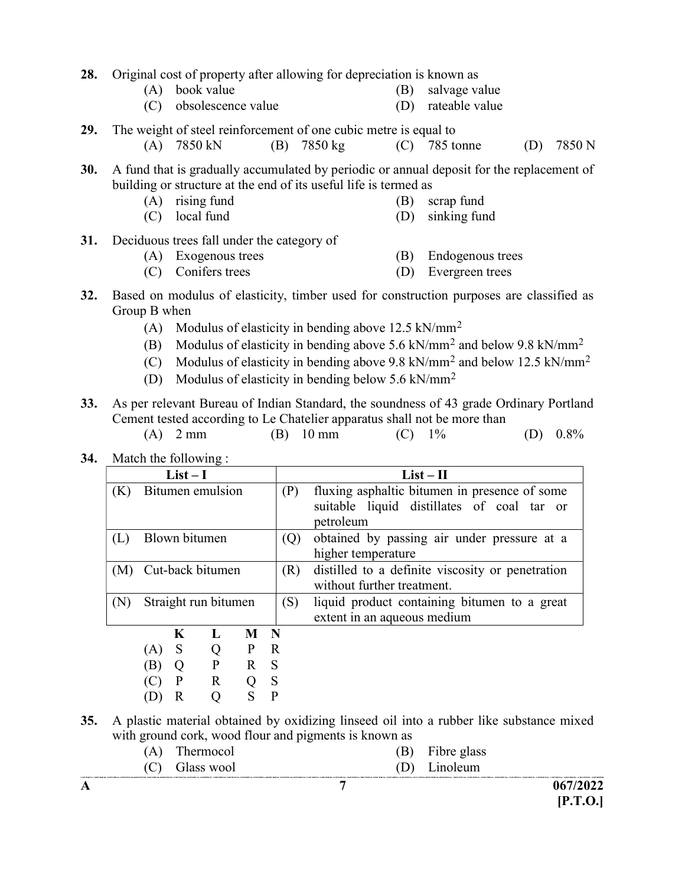28. Original cost of property after allowing for depreciation is known as
   - (A) book value
   - (B) salvage value
   - (C) obsolescence value
   - (D) rateable value

29. The weight of steel reinforcement of one cubic metre is equal to
   - (A) 7850 kN
   - (B) 7850 kg
   - (C) 785 tonne
   - (D) 7850 N

30. A fund that is gradually accumulated by periodic or annual deposit for the replacement of building or structure at the end of its useful life is termed as
   - (A) rising fund
   - (B) scrap fund
   - (C) local fund
   - (D) sinking fund

31. Deciduous trees fall under the category of
   - (A) Exogenous trees
   - (B) Endogenous trees
   - (C) Conifers trees
   - (D) Evergreen trees

32. Based on modulus of elasticity, timber used for construction purposes are classified as Group B when
   - (A) Modulus of elasticity in bending above 12.5 kN/mm$^2$
   - (B) Modulus of elasticity in bending above 5.6 kN/mm$^2$ and below 9.8 kN/mm$^2$
   - (C) Modulus of elasticity in bending above 9.8 kN/mm$^2$ and below 12.5 kN/mm$^2$
   - (D) Modulus of elasticity in bending below 5.6 kN/mm$^2$

33. As per relevant Bureau of Indian Standard, the soundness of 43 grade Ordinary Portland Cement tested according to Le Chatelier apparatus shall not be more than
   - (A) 2 mm
   - (B) 10 mm
   - (C) 1%
   - (D) 0.8%

34. Match the following :

| List – I | List – II |
|---|---|
| (K) Bitumen emulsion | (P) fluxing asphaltic bitumen in presence of some suitable liquid distillates of coal tar or petroleum |
| (L) Blown bitumen | (Q) obtained by passing air under pressure at a higher temperature |
| (M) Cut-back bitumen | (R) distilled to a definite viscosity or penetration without further treatment. |
| (N) Straight run bitumen | (S) liquid product containing bitumen to a great extent in an aqueous medium |

|  | K | L | M | N |
|---|---|---|---|---|
| (A) | S | Q | P | R |
| (B) | Q | P | R | S |
| (C) | P | R | Q | S |
| (D) | R | Q | S | P |

35. A plastic material obtained by oxidizing linseed oil into a rubber like substance mixed with ground cork, wood flour and pigments is known as
   - (A) Thermocol
   - (B) Fibre glass
   - (C) Glass wool
   - (D) Linoleum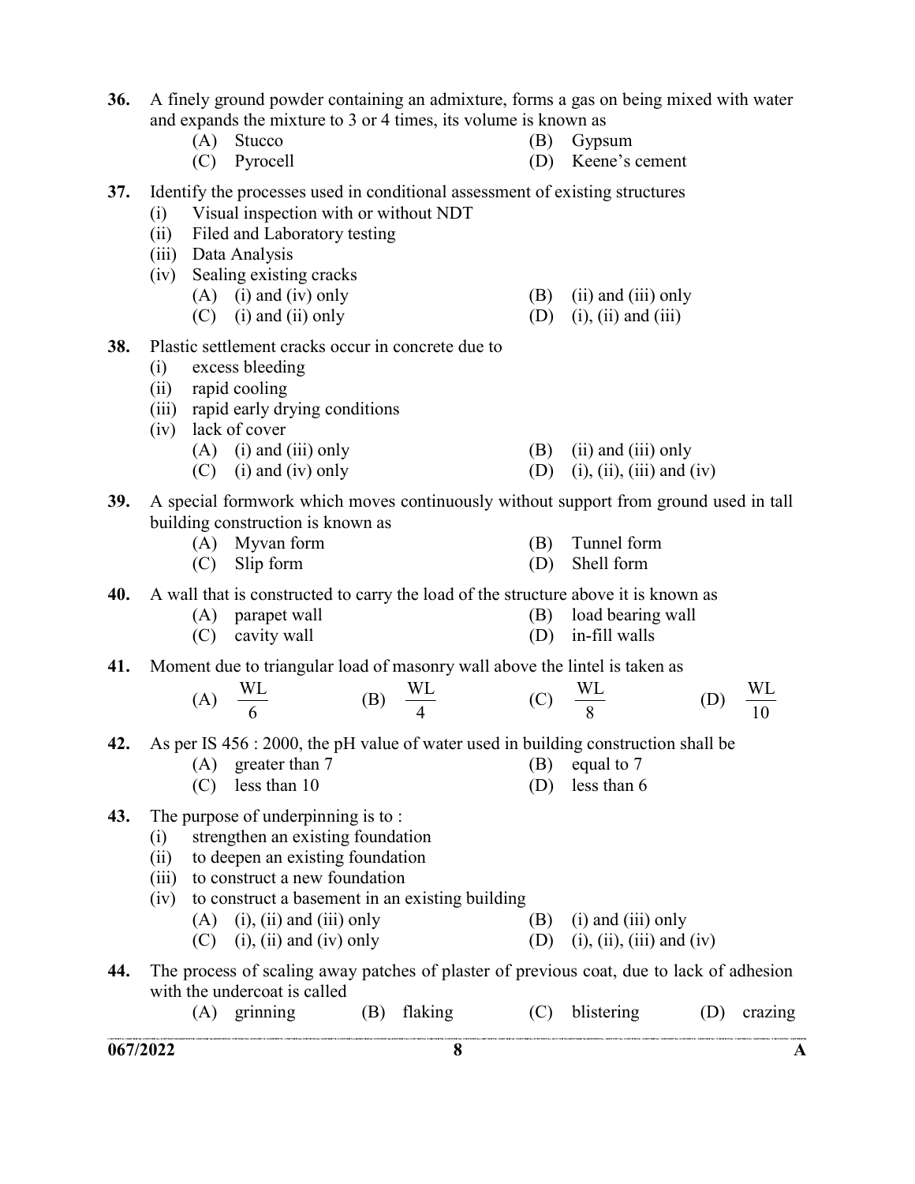36. A finely ground powder containing an admixture, forms a gas on being mixed with water and expands the mixture to 3 or 4 times, its volume is known as
   (A) Stucco
   (B) Gypsum
   (C) Pyrocell
   (D) Keene's cement

37. Identify the processes used in conditional assessment of existing structures
   (i) Visual inspection with or without NDT
   (ii) Filed and Laboratory testing
   (iii) Data Analysis
   (iv) Sealing existing cracks
   (A) (i) and (iv) only
   (B) (ii) and (iii) only
   (C) (i) and (ii) only
   (D) (i), (ii) and (iii)

38. Plastic settlement cracks occur in concrete due to
   (i) excess bleeding
   (ii) rapid cooling
   (iii) rapid early drying conditions
   (iv) lack of cover
   (A) (i) and (iii) only
   (B) (ii) and (iii) only
   (C) (i) and (iv) only
   (D) (i), (ii), (iii) and (iv)

39. A special formwork which moves continuously without support from ground used in tall building construction is known as
   (A) Myvan form
   (B) Tunnel form
   (C) Slip form
   (D) Shell form

40. A wall that is constructed to carry the load of the structure above it is known as
   (A) parapet wall
   (B) load bearing wall
   (C) cavity wall
   (D) in-fill walls

41. Moment due to triangular load of masonry wall above the lintel is taken as
   (A) $\frac{WL}{6}$
   (B) $\frac{WL}{4}$
   (C) $\frac{WL}{8}$
   (D) $\frac{WL}{10}$

42. As per IS 456 : 2000, the pH value of water used in building construction shall be
   (A) greater than 7
   (B) equal to 7
   (C) less than 10
   (D) less than 6

43. The purpose of underpinning is to :
   (i) strengthen an existing foundation
   (ii) to deepen an existing foundation
   (iii) to construct a new foundation
   (iv) to construct a basement in an existing building
   (A) (i), (ii) and (iii) only
   (B) (i) and (iii) only
   (C) (i), (ii) and (iv) only
   (D) (i), (ii), (iii) and (iv)

44. The process of scaling away patches of plaster of previous coat, due to lack of adhesion with the undercoat is called
   (A) grinning
   (B) flaking
   (C) blistering
   (D) crazing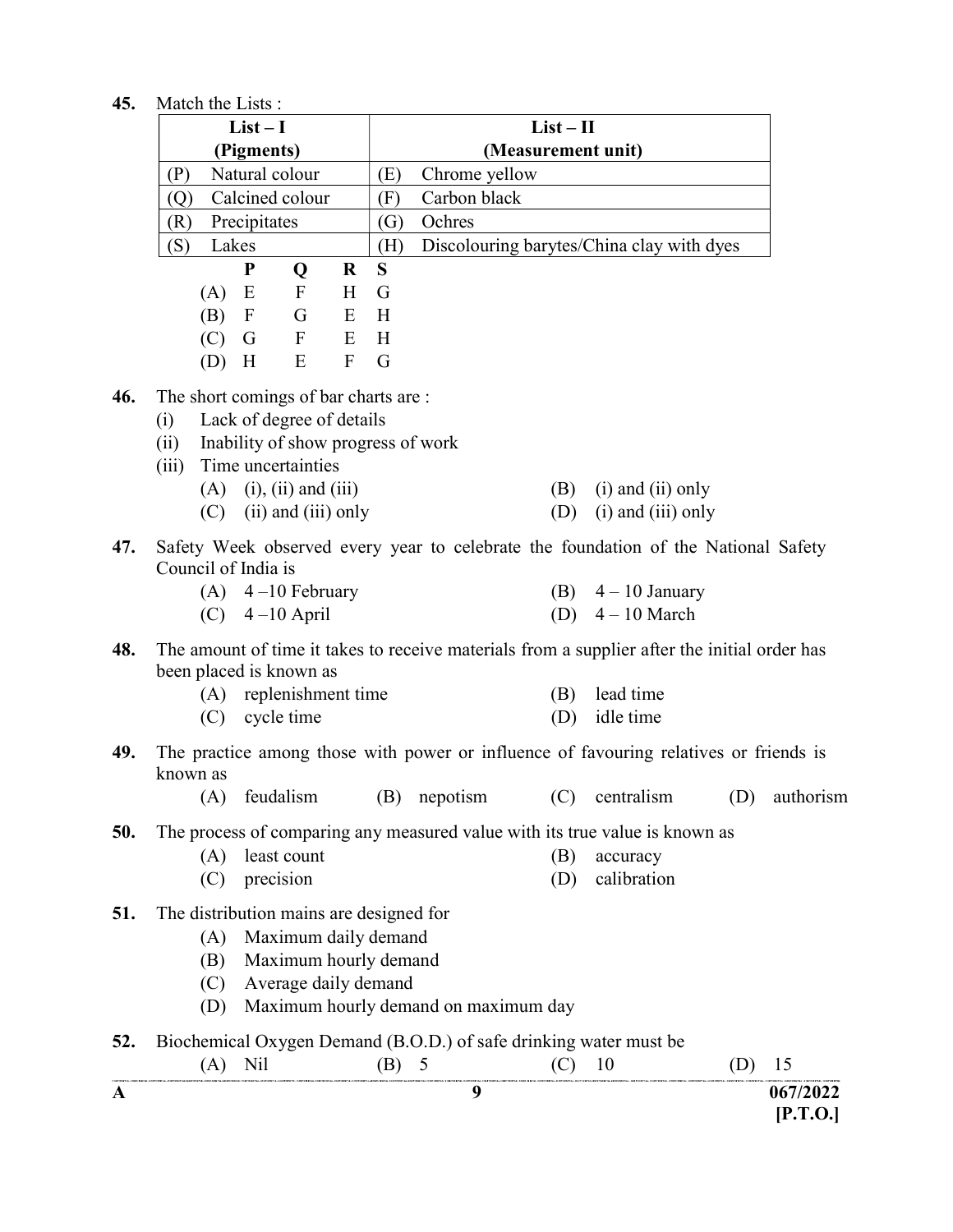45. Match the Lists :

| List – I (Pigments) | List – II (Measurement unit) |
|---|---|
| (P) Natural colour | (E) Chrome yellow |
| (Q) Calcined colour | (F) Carbon black |
| (R) Precipitates | (G) Ochres |
| (S) Lakes | (H) Discolouring barytes/China clay with dyes |

| | P | Q | R | S |
|---|---|---|---|---|
| (A) | E | F | H | G |
| (B) | F | G | E | H |
| (C) | G | F | E | H |
| (D) | H | E | F | G |

46. The short comings of bar charts are :
   (i) Lack of degree of details
   (ii) Inability of show progress of work
   (iii) Time uncertainties
   (A) (i), (ii) and (iii)
   (B) (i) and (ii) only
   (C) (ii) and (iii) only
   (D) (i) and (iii) only

47. Safety Week observed every year to celebrate the foundation of the National Safety Council of India is
   (A) 4 –10 February
   (B) 4 – 10 January
   (C) 4 –10 April
   (D) 4 – 10 March

48. The amount of time it takes to receive materials from a supplier after the initial order has been placed is known as
   (A) replenishment time
   (B) lead time
   (C) cycle time
   (D) idle time

49. The practice among those with power or influence of favouring relatives or friends is known as
   (A) feudalism (B) nepotism (C) centralism (D) authorism

50. The process of comparing any measured value with its true value is known as
   (A) least count
   (B) accuracy
   (C) precision
   (D) calibration

51. The distribution mains are designed for
   (A) Maximum daily demand
   (B) Maximum hourly demand
   (C) Average daily demand
   (D) Maximum hourly demand on maximum day

52. Biochemical Oxygen Demand (B.O.D.) of safe drinking water must be
   (A) Nil (B) 5 (C) 10 (D) 15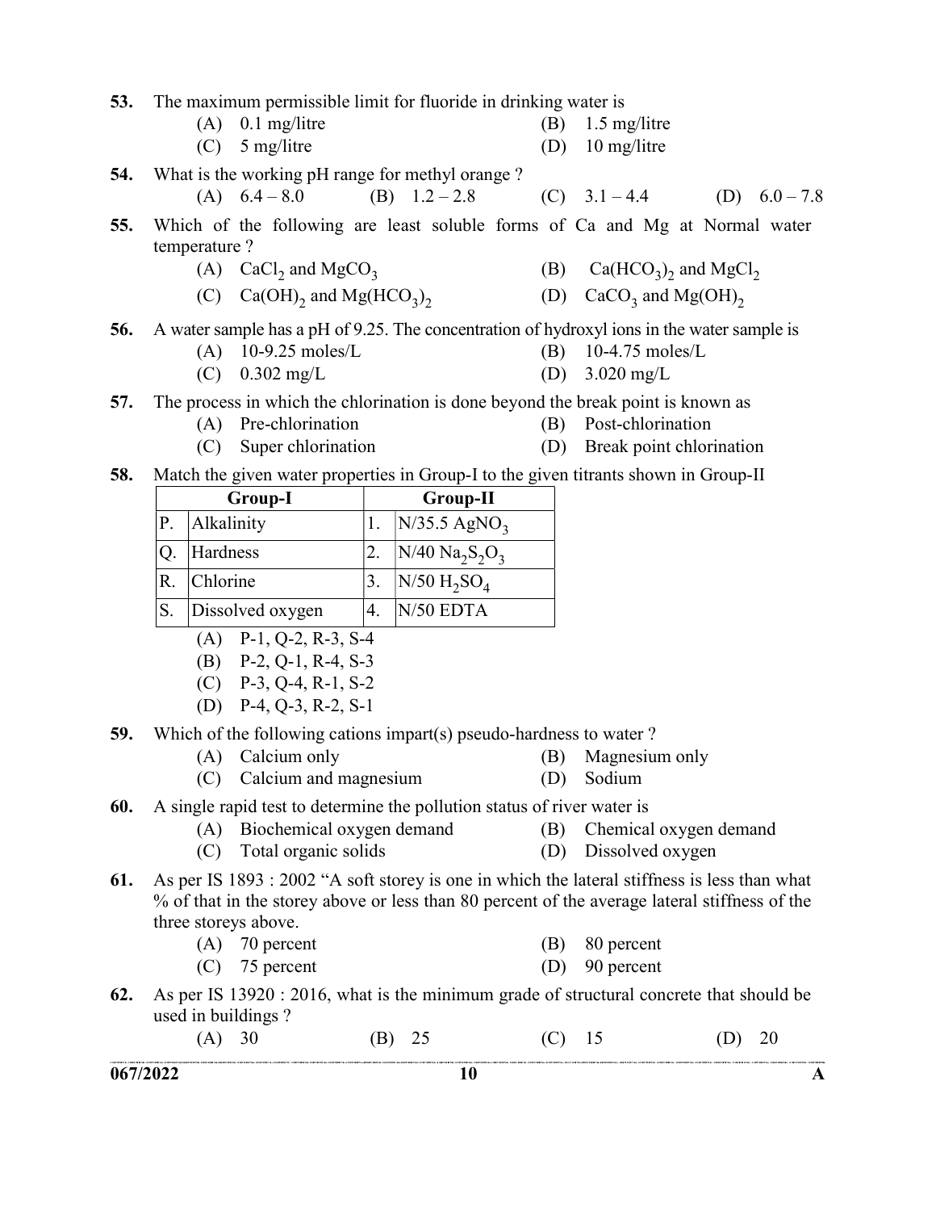53. The maximum permissible limit for fluoride in drinking water is

(A) 0.1 mg/litre
(B) 1.5 mg/litre
(C) 5 mg/litre
(D) 10 mg/litre

54. What is the working pH range for methyl orange ?

(A) 6.4 – 8.0
(B) 1.2 – 2.8
(C) 3.1 – 4.4
(D) 6.0 – 7.8

55. Which of the following are least soluble forms of Ca and Mg at Normal water temperature ?

(A) $CaCl_2$ and $MgCO_3$
(B) $Ca(HCO_3)_2$ and $MgCl_2$
(C) $Ca(OH)_2$ and $Mg(HCO_3)_2$
(D) $CaCO_3$ and $Mg(OH)_2$

56. A water sample has a pH of 9.25. The concentration of hydroxyl ions in the water sample is

(A) 10-9.25 moles/L
(B) 10-4.75 moles/L
(C) 0.302 mg/L
(D) 3.020 mg/L

57. The process in which the chlorination is done beyond the break point is known as

(A) Pre-chlorination
(B) Post-chlorination
(C) Super chlorination
(D) Break point chlorination

58. Match the given water properties in Group-I to the given titrants shown in Group-II

| | Group-I | | Group-II |
|---|---|---|---|
| P. | Alkalinity | 1. | N/35.5 $AgNO_3$ |
| Q. | Hardness | 2. | N/40 $Na_2S_2O_3$ |
| R. | Chlorine | 3. | N/50 $H_2SO_4$ |
| S. | Dissolved oxygen | 4. | N/50 EDTA |

(A) P-1, Q-2, R-3, S-4
(B) P-2, Q-1, R-4, S-3
(C) P-3, Q-4, R-1, S-2
(D) P-4, Q-3, R-2, S-1

59. Which of the following cations impart(s) pseudo-hardness to water ?

(A) Calcium only
(B) Magnesium only
(C) Calcium and magnesium
(D) Sodium

60. A single rapid test to determine the pollution status of river water is

(A) Biochemical oxygen demand
(B) Chemical oxygen demand
(C) Total organic solids
(D) Dissolved oxygen

61. As per IS 1893 : 2002 "A soft storey is one in which the lateral stiffness is less than what % of that in the storey above or less than 80 percent of the average lateral stiffness of the three storeys above.

(A) 70 percent
(B) 80 percent
(C) 75 percent
(D) 90 percent

62. As per IS 13920 : 2016, what is the minimum grade of structural concrete that should be used in buildings ?

(A) 30
(B) 25
(C) 15
(D) 20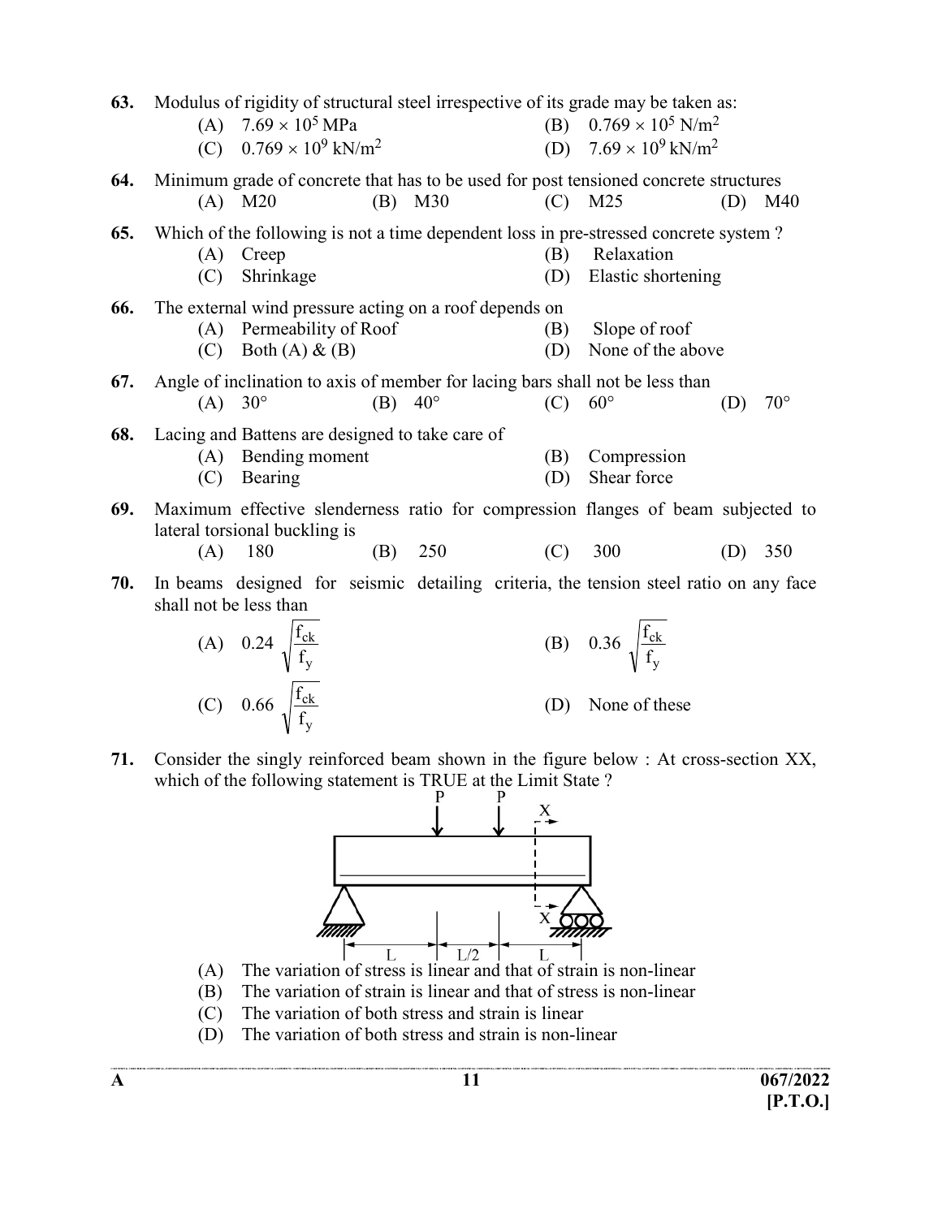63. Modulus of rigidity of structural steel irrespective of its grade may be taken as:

(A) $7.69 \times 10^5$ MPa
(B) $0.769 \times 10^5$ N/m$^2$
(C) $0.769 \times 10^9$ kN/m$^2$
(D) $7.69 \times 10^9$ kN/m$^2$

64. Minimum grade of concrete that has to be used for post tensioned concrete structures

(A) M20
(B) M30
(C) M25
(D) M40

65. Which of the following is not a time dependent loss in pre-stressed concrete system ?

(A) Creep
(B) Relaxation
(C) Shrinkage
(D) Elastic shortening

66. The external wind pressure acting on a roof depends on

(A) Permeability of Roof
(B) Slope of roof
(C) Both (A) & (B)
(D) None of the above

67. Angle of inclination to axis of member for lacing bars shall not be less than

(A) 30°
(B) 40°
(C) 60°
(D) 70°

68. Lacing and Battens are designed to take care of

(A) Bending moment
(B) Compression
(C) Bearing
(D) Shear force

69. Maximum effective slenderness ratio for compression flanges of beam subjected to lateral torsional buckling is

(A) 180
(B) 250
(C) 300
(D) 350

70. In beams designed for seismic detailing criteria, the tension steel ratio on any face shall not be less than

(A) $0.24 \sqrt{\frac{f_{ck}}{f_y}}$
(B) $0.36 \sqrt{\frac{f_{ck}}{f_y}}$
(C) $0.66 \sqrt{\frac{f_{ck}}{f_y}}$
(D) None of these

71. Consider the singly reinforced beam shown in the figure below : At cross-section XX, which of the following statement is TRUE at the Limit State ?

(A) The variation of stress is linear and that of strain is non-linear
(B) The variation of strain is linear and that of stress is non-linear
(C) The variation of both stress and strain is linear
(D) The variation of both stress and strain is non-linear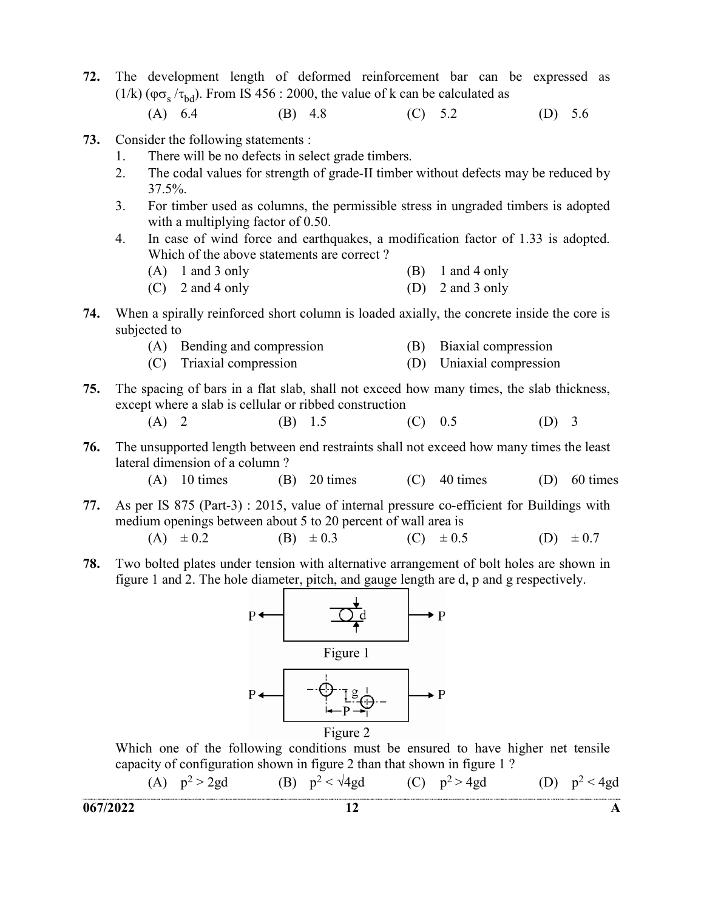72. The development length of deformed reinforcement bar can be expressed as $(1/k)$ $(\varphi\sigma_s / \tau_{bd})$. From IS 456 : 2000, the value of k can be calculated as

(A) 6.4 (B) 4.8 (C) 5.2 (D) 5.6

73. Consider the following statements :

1. There will be no defects in select grade timbers.
2. The codal values for strength of grade-II timber without defects may be reduced by 37.5%.
3. For timber used as columns, the permissible stress in ungraded timbers is adopted with a multiplying factor of 0.50.
4. In case of wind force and earthquakes, a modification factor of 1.33 is adopted.

Which of the above statements are correct ?

(A) 1 and 3 only (B) 1 and 4 only
(C) 2 and 4 only (D) 2 and 3 only

74. When a spirally reinforced short column is loaded axially, the concrete inside the core is subjected to

(A) Bending and compression (B) Biaxial compression
(C) Triaxial compression (D) Uniaxial compression

75. The spacing of bars in a flat slab, shall not exceed how many times, the slab thickness, except where a slab is cellular or ribbed construction

(A) 2 (B) 1.5 (C) 0.5 (D) 3

76. The unsupported length between end restraints shall not exceed how many times the least lateral dimension of a column ?

(A) 10 times (B) 20 times (C) 40 times (D) 60 times

77. As per IS 875 (Part-3) : 2015, value of internal pressure co-efficient for Buildings with medium openings between about 5 to 20 percent of wall area is

(A) ± 0.2 (B) ± 0.3 (C) ± 0.5 (D) ± 0.7

78. Two bolted plates under tension with alternative arrangement of bolt holes are shown in figure 1 and 2. The hole diameter, pitch, and gauge length are d, p and g respectively.

Figure 1

Figure 2

Which one of the following conditions must be ensured to have higher net tensile capacity of configuration shown in figure 2 than that shown in figure 1 ?

(A) $p^2 > 2gd$ (B) $p^2 < \sqrt{4}gd$ (C) $p^2 > 4gd$ (D) $p^2 < 4gd$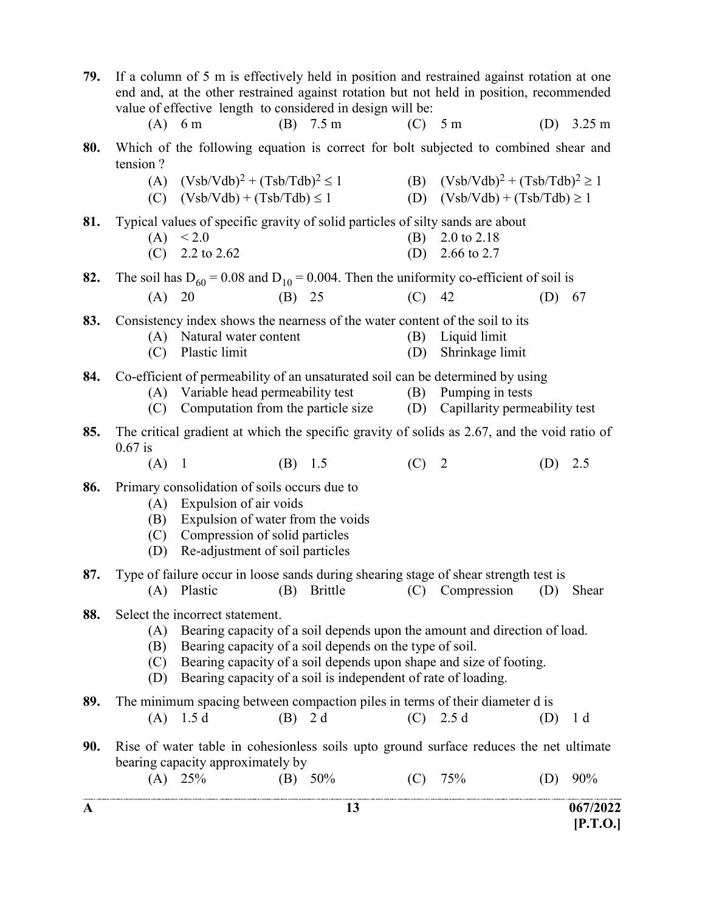**79.** If a column of 5 m is effectively held in position and restrained against rotation at one end and, at the other restrained against rotation but not held in position, recommended value of effective length to considered in design will be:

(A) 6 m (B) 7.5 m (C) 5 m (D) 3.25 m

**80.** Which of the following equation is correct for bolt subjected to combined shear and tension ?

(A) $(Vsb/Vdb)^2 + (Tsb/Tdb)^2 \leq 1$
(B) $(Vsb/Vdb)^2 + (Tsb/Tdb)^2 \geq 1$
(C) $(Vsb/Vdb) + (Tsb/Tdb) \leq 1$
(D) $(Vsb/Vdb) + (Tsb/Tdb) \geq 1$

**81.** Typical values of specific gravity of solid particles of silty sands are about

(A) < 2.0
(B) 2.0 to 2.18
(C) 2.2 to 2.62
(D) 2.66 to 2.7

**82.** The soil has $D_{60} = 0.08$ and $D_{10} = 0.004$. Then the uniformity co-efficient of soil is

(A) 20 (B) 25 (C) 42 (D) 67

**83.** Consistency index shows the nearness of the water content of the soil to its

(A) Natural water content
(B) Liquid limit
(C) Plastic limit
(D) Shrinkage limit

**84.** Co-efficient of permeability of an unsaturated soil can be determined by using

(A) Variable head permeability test
(B) Pumping in tests
(C) Computation from the particle size
(D) Capillarity permeability test

**85.** The critical gradient at which the specific gravity of solids as 2.67, and the void ratio of 0.67 is

(A) 1 (B) 1.5 (C) 2 (D) 2.5

**86.** Primary consolidation of soils occurs due to

(A) Expulsion of air voids
(B) Expulsion of water from the voids
(C) Compression of solid particles
(D) Re-adjustment of soil particles

**87.** Type of failure occur in loose sands during shearing stage of shear strength test is

(A) Plastic (B) Brittle (C) Compression (D) Shear

**88.** Select the incorrect statement.

(A) Bearing capacity of a soil depends upon the amount and direction of load.
(B) Bearing capacity of a soil depends on the type of soil.
(C) Bearing capacity of a soil depends upon shape and size of footing.
(D) Bearing capacity of a soil is independent of rate of loading.

**89.** The minimum spacing between compaction piles in terms of their diameter d is

(A) 1.5 d (B) 2 d (C) 2.5 d (D) 1 d

**90.** Rise of water table in cohesionless soils upto ground surface reduces the net ultimate bearing capacity approximately by

(A) 25% (B) 50% (C) 75% (D) 90%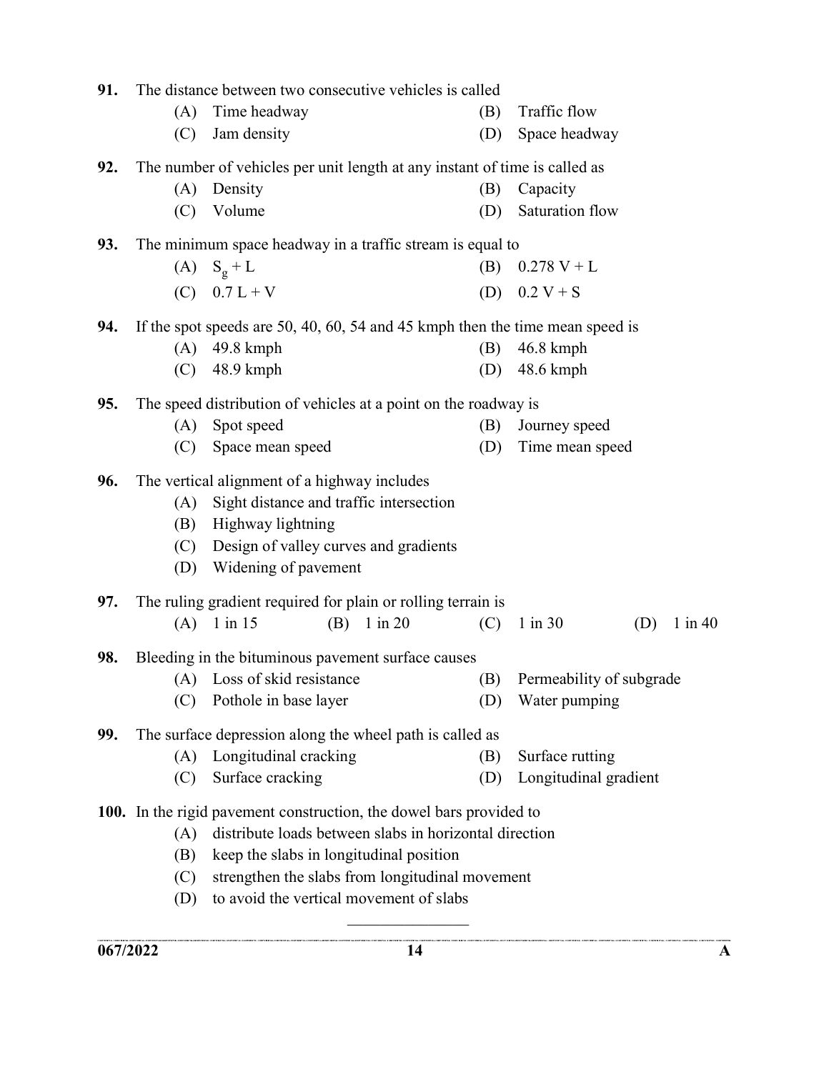**91.** The distance between two consecutive vehicles is called

(A) Time headway (B) Traffic flow

(C) Jam density (D) Space headway

**92.** The number of vehicles per unit length at any instant of time is called as

(A) Density (B) Capacity

(C) Volume (D) Saturation flow

**93.** The minimum space headway in a traffic stream is equal to

(A) $S_g + L$ (B) $0.278\ V + L$

(C) $0.7\ L + V$ (D) $0.2\ V + S$

**94.** If the spot speeds are 50, 40, 60, 54 and 45 kmph then the time mean speed is

(A) 49.8 kmph (B) 46.8 kmph

(C) 48.9 kmph (D) 48.6 kmph

**95.** The speed distribution of vehicles at a point on the roadway is

(A) Spot speed (B) Journey speed

(C) Space mean speed (D) Time mean speed

**96.** The vertical alignment of a highway includes

(A) Sight distance and traffic intersection

(B) Highway lightning

(C) Design of valley curves and gradients

(D) Widening of pavement

**97.** The ruling gradient required for plain or rolling terrain is

(A) 1 in 15 (B) 1 in 20 (C) 1 in 30 (D) 1 in 40

**98.** Bleeding in the bituminous pavement surface causes

(A) Loss of skid resistance (B) Permeability of subgrade

(C) Pothole in base layer (D) Water pumping

**99.** The surface depression along the wheel path is called as

(A) Longitudinal cracking (B) Surface rutting

(C) Surface cracking (D) Longitudinal gradient

**100.** In the rigid pavement construction, the dowel bars provided to

(A) distribute loads between slabs in horizontal direction

(B) keep the slabs in longitudinal position

(C) strengthen the slabs from longitudinal movement

(D) to avoid the vertical movement of slabs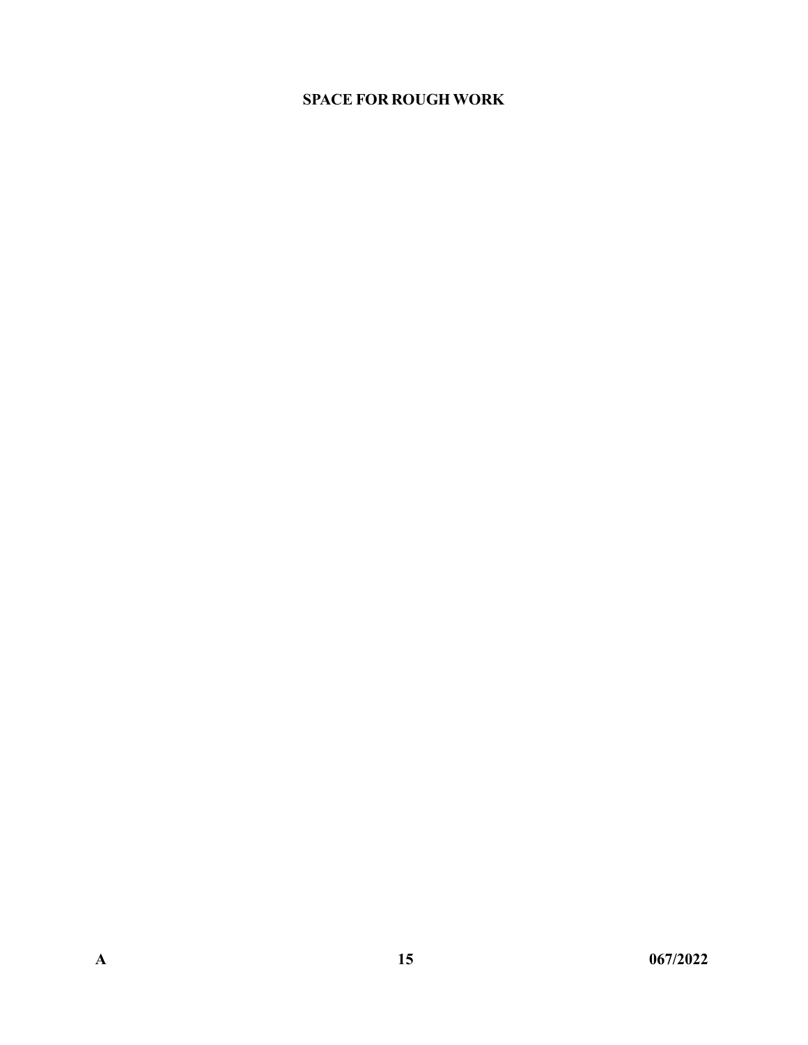**SPACE FOR ROUGH WORK**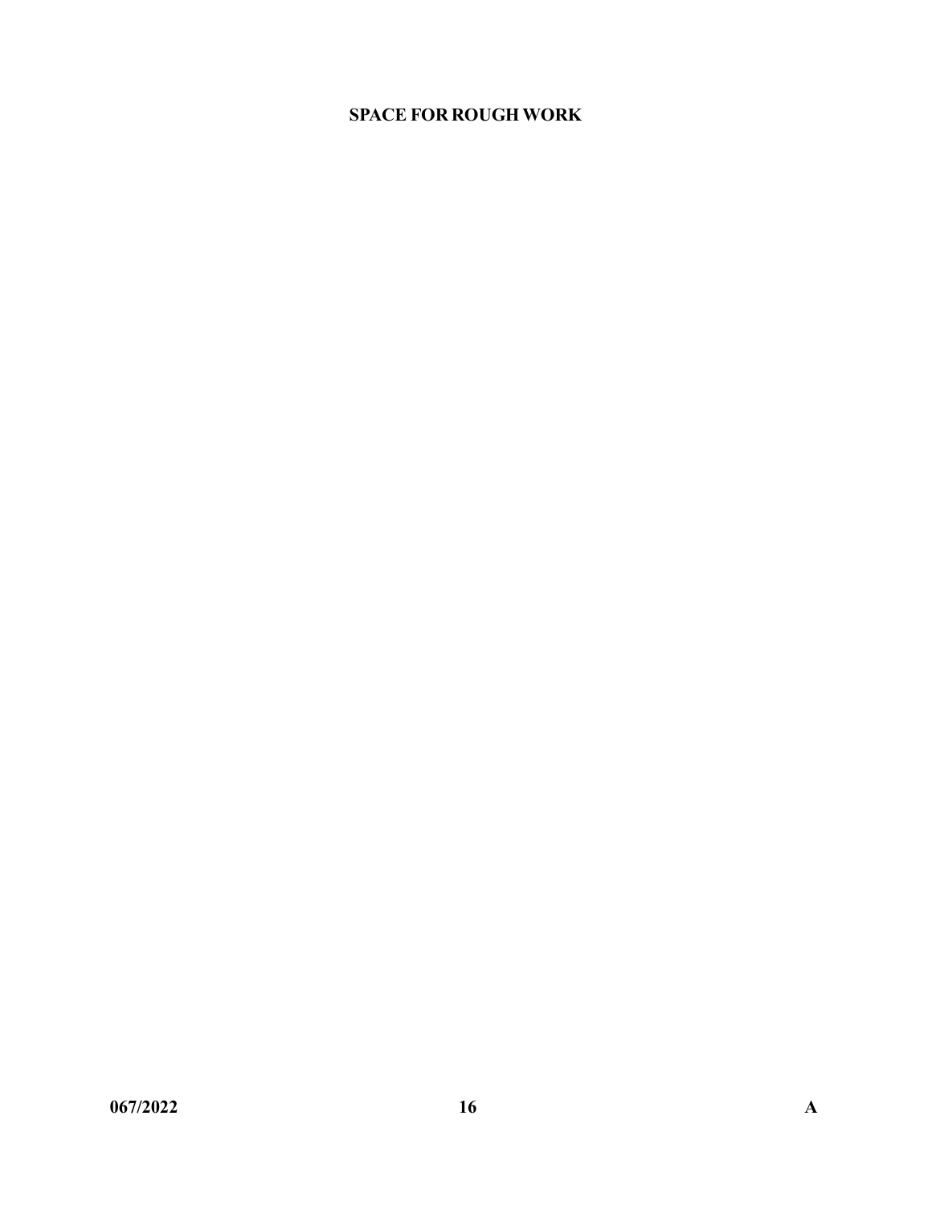**SPACE FOR ROUGH WORK**